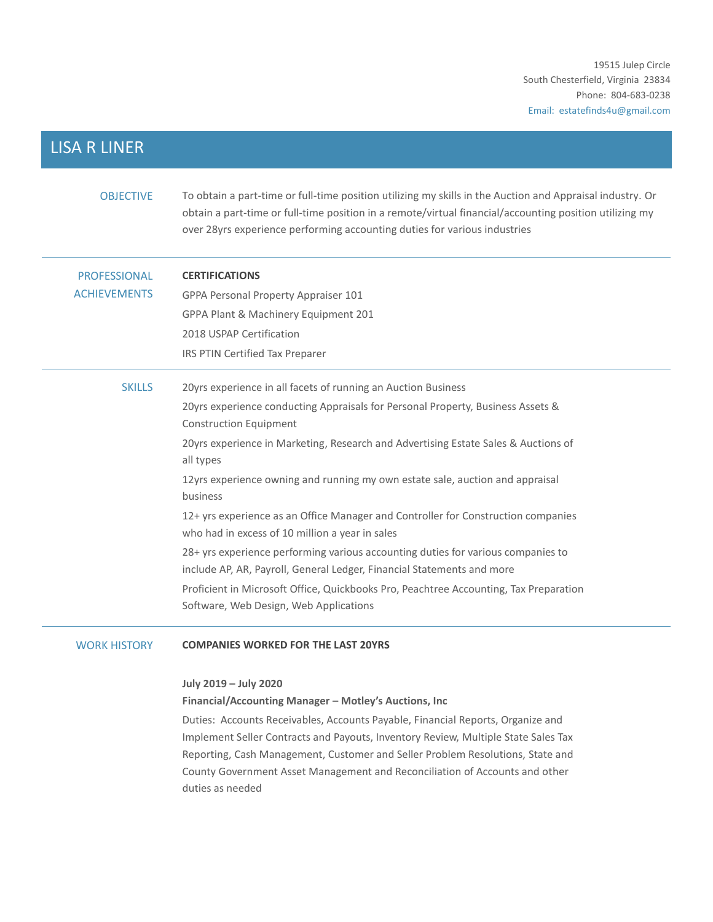19515 Julep Circle
South Chesterfield, Virginia 23834
Phone: 804-683-0238
Email: estatefinds4u@gmail.com

# LISA R LINER

## OBJECTIVE

To obtain a part-time or full-time position utilizing my skills in the Auction and Appraisal industry. Or obtain a part-time or full-time position in a remote/virtual financial/accounting position utilizing my over 28yrs experience performing accounting duties for various industries

## PROFESSIONAL ACHIEVEMENTS

**CERTIFICATIONS**

GPPA Personal Property Appraiser 101

GPPA Plant & Machinery Equipment 201

2018 USPAP Certification

IRS PTIN Certified Tax Preparer

## SKILLS

20yrs experience in all facets of running an Auction Business

20yrs experience conducting Appraisals for Personal Property, Business Assets & Construction Equipment

20yrs experience in Marketing, Research and Advertising Estate Sales & Auctions of all types

12yrs experience owning and running my own estate sale, auction and appraisal business

12+ yrs experience as an Office Manager and Controller for Construction companies who had in excess of 10 million a year in sales

28+ yrs experience performing various accounting duties for various companies to include AP, AR, Payroll, General Ledger, Financial Statements and more

Proficient in Microsoft Office, Quickbooks Pro, Peachtree Accounting, Tax Preparation Software, Web Design, Web Applications

## WORK HISTORY

**COMPANIES WORKED FOR THE LAST 20YRS**

**July 2019 – July 2020**

**Financial/Accounting Manager – Motley's Auctions, Inc**

Duties: Accounts Receivables, Accounts Payable, Financial Reports, Organize and Implement Seller Contracts and Payouts, Inventory Review, Multiple State Sales Tax Reporting, Cash Management, Customer and Seller Problem Resolutions, State and County Government Asset Management and Reconciliation of Accounts and other duties as needed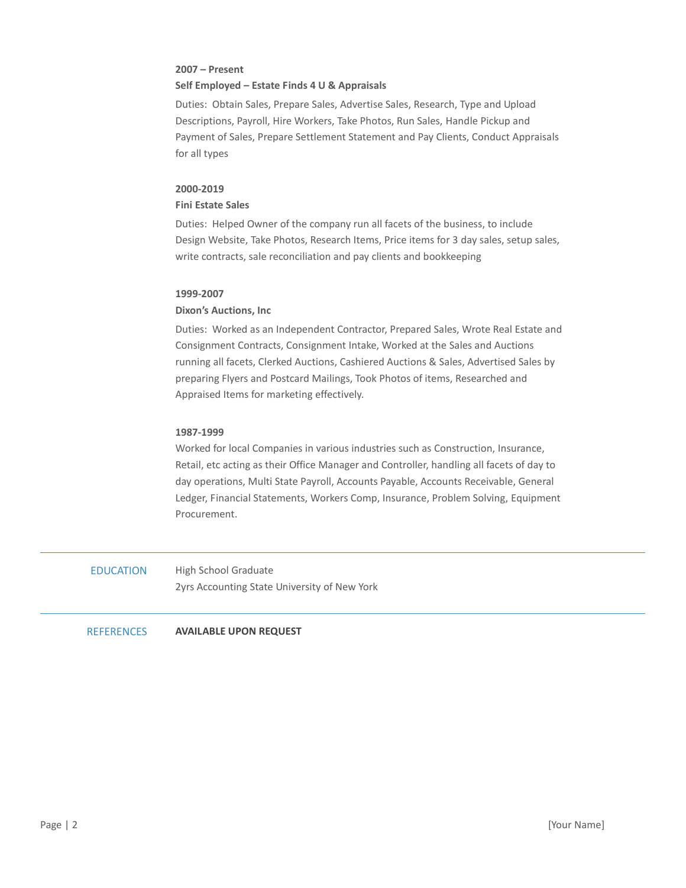**2007 – Present**

**Self Employed – Estate Finds 4 U & Appraisals**

Duties: Obtain Sales, Prepare Sales, Advertise Sales, Research, Type and Upload Descriptions, Payroll, Hire Workers, Take Photos, Run Sales, Handle Pickup and Payment of Sales, Prepare Settlement Statement and Pay Clients, Conduct Appraisals for all types

**2000-2019**

**Fini Estate Sales**

Duties: Helped Owner of the company run all facets of the business, to include Design Website, Take Photos, Research Items, Price items for 3 day sales, setup sales, write contracts, sale reconciliation and pay clients and bookkeeping

**1999-2007**

**Dixon's Auctions, Inc**

Duties: Worked as an Independent Contractor, Prepared Sales, Wrote Real Estate and Consignment Contracts, Consignment Intake, Worked at the Sales and Auctions running all facets, Clerked Auctions, Cashiered Auctions & Sales, Advertised Sales by preparing Flyers and Postcard Mailings, Took Photos of items, Researched and Appraised Items for marketing effectively.

**1987-1999**

Worked for local Companies in various industries such as Construction, Insurance, Retail, etc acting as their Office Manager and Controller, handling all facets of day to day operations, Multi State Payroll, Accounts Payable, Accounts Receivable, General Ledger, Financial Statements, Workers Comp, Insurance, Problem Solving, Equipment Procurement.

## EDUCATION

High School Graduate

2yrs Accounting State University of New York

## REFERENCES

**AVAILABLE UPON REQUEST**